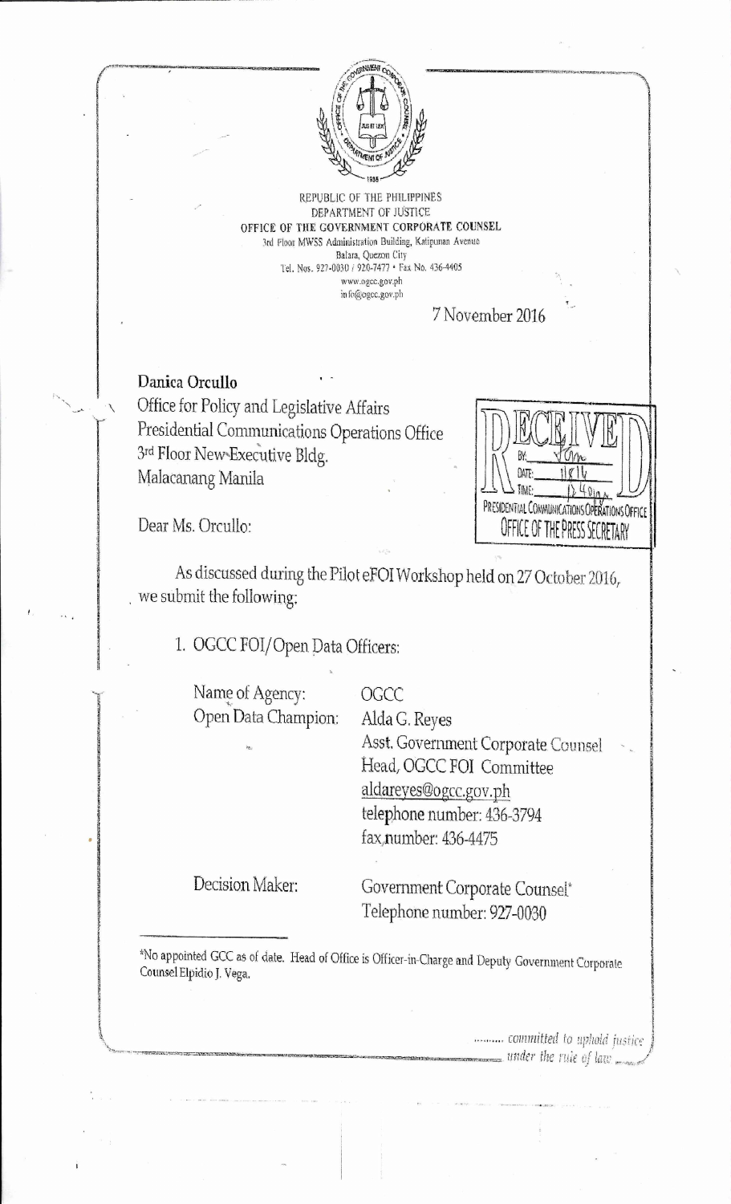REPUBLIC OF THE PHILIPPINES
DEPARTMENT OF JUSTICE
**OFFICE OF THE GOVERNMENT CORPORATE COUNSEL**
3rd Floor MWSS Administration Building, Katipunan Avenue
Balara, Quezon City
Tel. Nos. 927-0030 / 920-7477 • Fax No. 436-4405
www.ogcc.gov.ph
info@ogcc.gov.ph

7 November 2016

**Danica Orcullo**
Office for Policy and Legislative Affairs
Presidential Communications Operations Office
3rd Floor New Executive Bldg.
Malacanang Manila

RECEIVED
BY: 
DATE: 11/8/16
TIME: 12:40pm
PRESIDENTIAL COMMUNICATIONS OPERATIONS OFFICE
OFFICE OF THE PRESS SECRETARY

Dear Ms. Orcullo:

As discussed during the Pilot eFOI Workshop held on 27 October 2016, we submit the following:

1. OGCC FOI/Open Data Officers:

| | |
|---|---|
| Name of Agency: | OGCC |
| Open Data Champion: | Alda G. Reyes<br>Asst. Government Corporate Counsel<br>Head, OGCC FOI Committee<br>aldareyes@ogcc.gov.ph<br>telephone number: 436-3794<br>fax number: 436-4475 |
| Decision Maker: | Government Corporate Counsel*<br>Telephone number: 927-0030 |

*No appointed GCC as of date. Head of Office is Officer-in-Charge and Deputy Government Corporate Counsel Elpidio J. Vega.

*......... committed to uphold justice under the rule of law*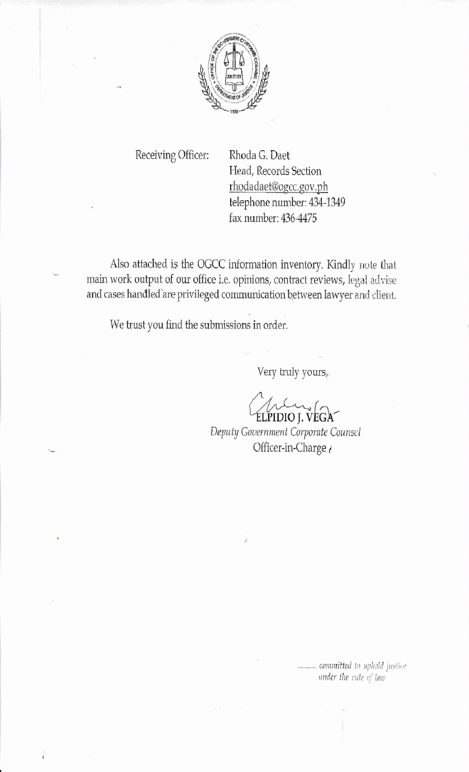Receiving Officer: Rhoda G. Daet
Head, Records Section
rhodadaet@ogcc.gov.ph
telephone number: 434-1349
fax number: 436-4475

Also attached is the OGCC information inventory. Kindly note that main work output of our office i.e. opinions, contract reviews, legal advise and cases handled are privileged communication between lawyer and client.

We trust you find the submissions in order.

Very truly yours,

**ELPIDIO J. VEGA**
*Deputy Government Corporate Counsel*
Officer-in-Charge

*.......... committed to uphold justice under the rule of law*